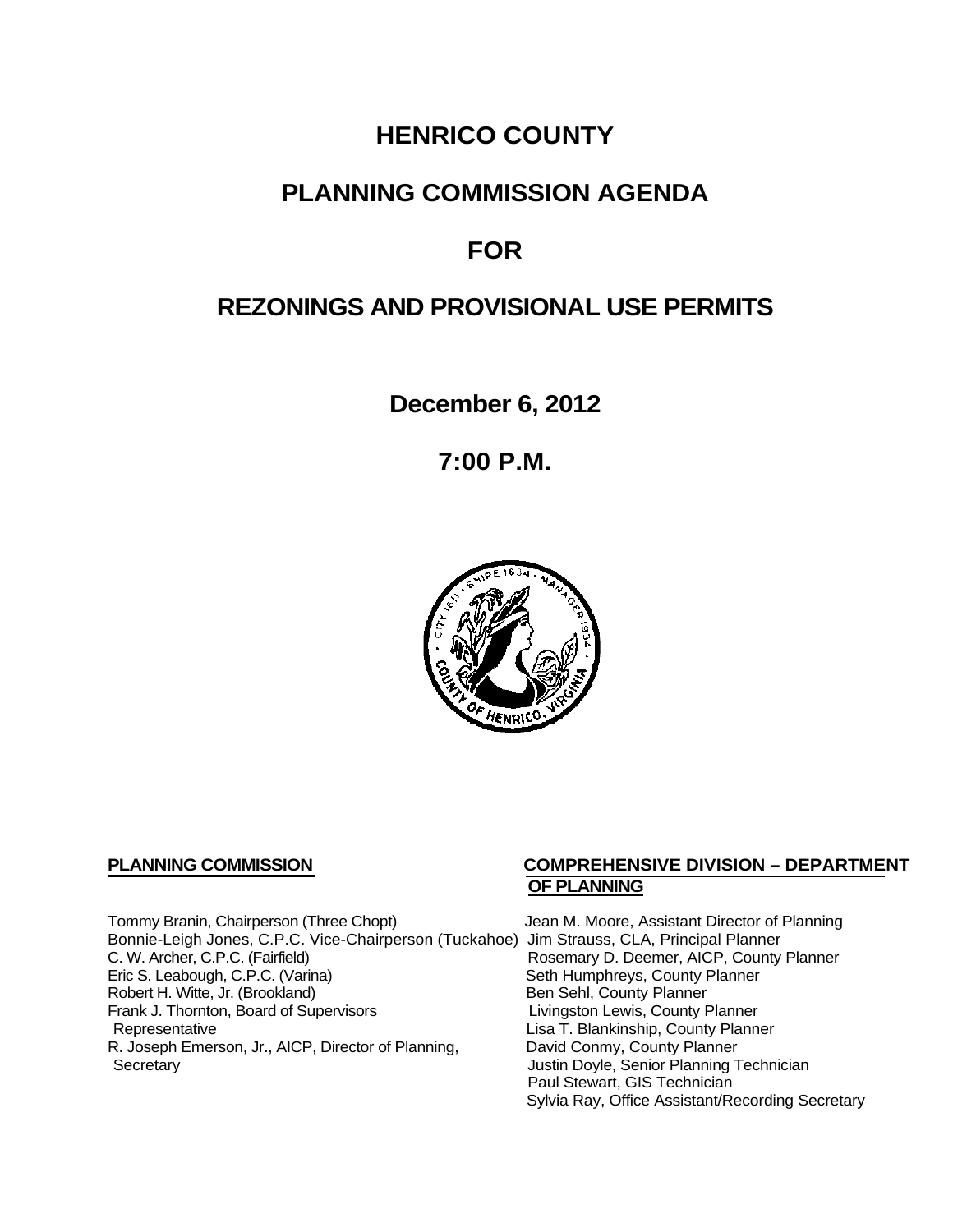# HENRICO COUNTY

# PLANNING COMMISSION AGENDA

# FOR

# REZONINGS AND PROVISIONAL USE PERMITS

**December 6, 2012**

**7:00 P.M.**

**PLANNING COMMISSION**

Tommy Branin, Chairperson (Three Chopt)
Bonnie-Leigh Jones, C.P.C. Vice-Chairperson (Tuckahoe)
C. W. Archer, C.P.C. (Fairfield)
Eric S. Leabough, C.P.C. (Varina)
Robert H. Witte, Jr. (Brookland)
Frank J. Thornton, Board of Supervisors Representative
R. Joseph Emerson, Jr., AICP, Director of Planning, Secretary

**COMPREHENSIVE DIVISION – DEPARTMENT OF PLANNING**

Jean M. Moore, Assistant Director of Planning
Jim Strauss, CLA, Principal Planner
Rosemary D. Deemer, AICP, County Planner
Seth Humphreys, County Planner
Ben Sehl, County Planner
Livingston Lewis, County Planner
Lisa T. Blankinship, County Planner
David Conmy, County Planner
Justin Doyle, Senior Planning Technician
Paul Stewart, GIS Technician
Sylvia Ray, Office Assistant/Recording Secretary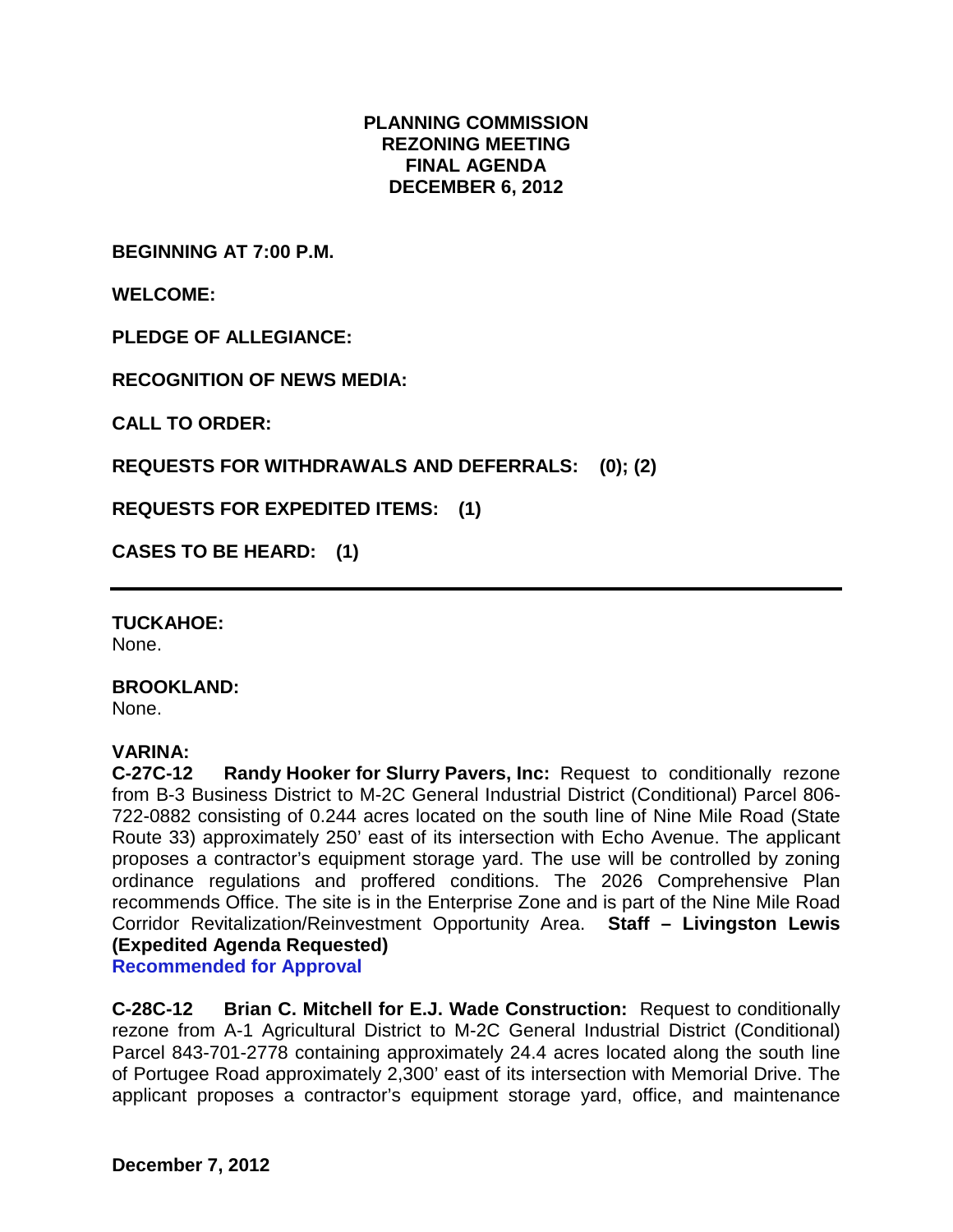**PLANNING COMMISSION**
**REZONING MEETING**
**FINAL AGENDA**
**DECEMBER 6, 2012**

**BEGINNING AT 7:00 P.M.**

**WELCOME:**

**PLEDGE OF ALLEGIANCE:**

**RECOGNITION OF NEWS MEDIA:**

**CALL TO ORDER:**

**REQUESTS FOR WITHDRAWALS AND DEFERRALS: (0); (2)**

**REQUESTS FOR EXPEDITED ITEMS: (1)**

**CASES TO BE HEARD: (1)**

---

**TUCKAHOE:**
None.

**BROOKLAND:**
None.

**VARINA:**
**C-27C-12 Randy Hooker for Slurry Pavers, Inc:** Request to conditionally rezone from B-3 Business District to M-2C General Industrial District (Conditional) Parcel 806-722-0882 consisting of 0.244 acres located on the south line of Nine Mile Road (State Route 33) approximately 250' east of its intersection with Echo Avenue. The applicant proposes a contractor's equipment storage yard. The use will be controlled by zoning ordinance regulations and proffered conditions. The 2026 Comprehensive Plan recommends Office. The site is in the Enterprise Zone and is part of the Nine Mile Road Corridor Revitalization/Reinvestment Opportunity Area. **Staff – Livingston Lewis (Expedited Agenda Requested)**
**Recommended for Approval**

**C-28C-12 Brian C. Mitchell for E.J. Wade Construction:** Request to conditionally rezone from A-1 Agricultural District to M-2C General Industrial District (Conditional) Parcel 843-701-2778 containing approximately 24.4 acres located along the south line of Portugee Road approximately 2,300' east of its intersection with Memorial Drive. The applicant proposes a contractor's equipment storage yard, office, and maintenance

**December 7, 2012**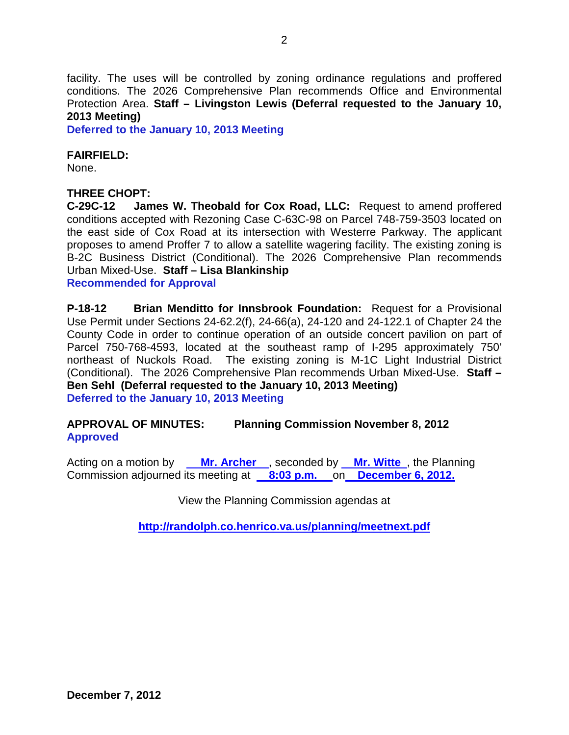facility. The uses will be controlled by zoning ordinance regulations and proffered conditions. The 2026 Comprehensive Plan recommends Office and Environmental Protection Area. **Staff – Livingston Lewis (Deferral requested to the January 10, 2013 Meeting)**
**Deferred to the January 10, 2013 Meeting**

**FAIRFIELD:**
None.

**THREE CHOPT:**
**C-29C-12 James W. Theobald for Cox Road, LLC:** Request to amend proffered conditions accepted with Rezoning Case C-63C-98 on Parcel 748-759-3503 located on the east side of Cox Road at its intersection with Westerre Parkway. The applicant proposes to amend Proffer 7 to allow a satellite wagering facility. The existing zoning is B-2C Business District (Conditional). The 2026 Comprehensive Plan recommends Urban Mixed-Use. **Staff – Lisa Blankinship**
**Recommended for Approval**

**P-18-12 Brian Menditto for Innsbrook Foundation:** Request for a Provisional Use Permit under Sections 24-62.2(f), 24-66(a), 24-120 and 24-122.1 of Chapter 24 the County Code in order to continue operation of an outside concert pavilion on part of Parcel 750-768-4593, located at the southeast ramp of I-295 approximately 750' northeast of Nuckols Road. The existing zoning is M-1C Light Industrial District (Conditional). The 2026 Comprehensive Plan recommends Urban Mixed-Use. **Staff – Ben Sehl (Deferral requested to the January 10, 2013 Meeting)**
**Deferred to the January 10, 2013 Meeting**

**APPROVAL OF MINUTES: Planning Commission November 8, 2012**
**Approved**

Acting on a motion by **Mr. Archer**, seconded by **Mr. Witte**, the Planning Commission adjourned its meeting at **8:03 p.m.** on **December 6, 2012.**

View the Planning Commission agendas at

**http://randolph.co.henrico.va.us/planning/meetnext.pdf**

**December 7, 2012**